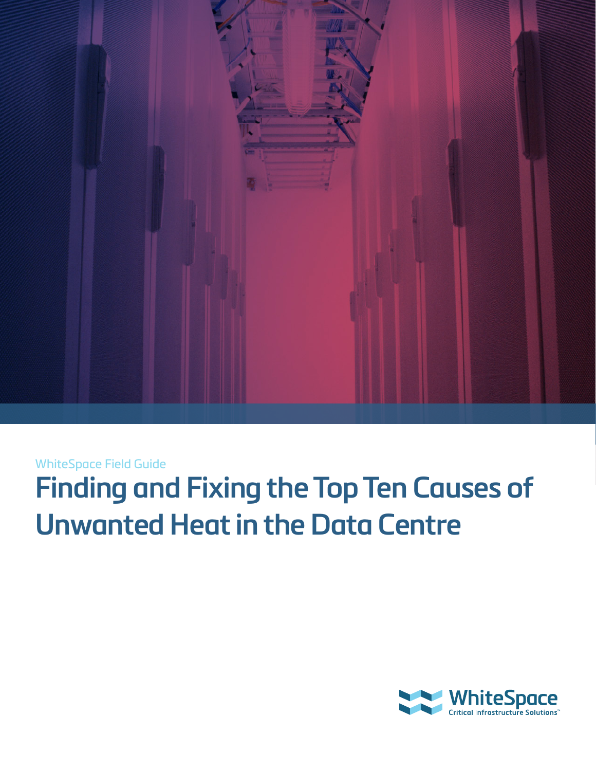WhiteSpace Field Guide

# Finding and Fixing the Top Ten Causes of Unwanted Heat in the Data Centre

WhiteSpace
Critical Infrastructure Solutions™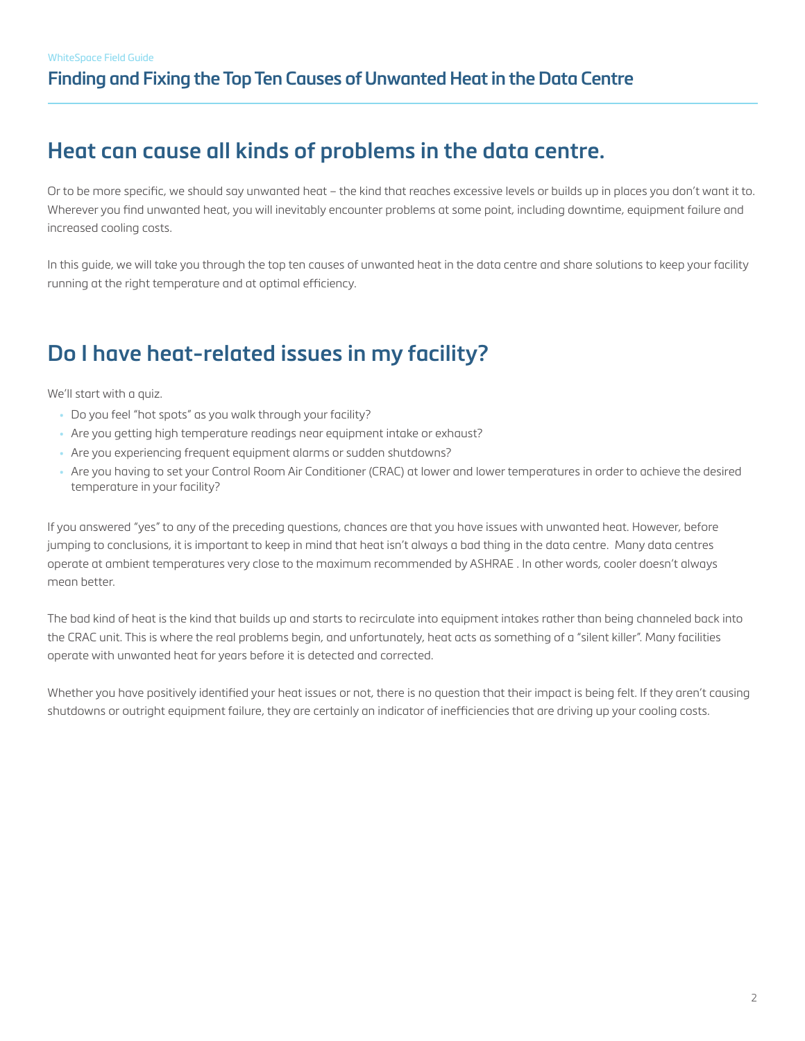## Heat can cause all kinds of problems in the data centre.

Or to be more specific, we should say unwanted heat – the kind that reaches excessive levels or builds up in places you don't want it to. Wherever you find unwanted heat, you will inevitably encounter problems at some point, including downtime, equipment failure and increased cooling costs.

In this guide, we will take you through the top ten causes of unwanted heat in the data centre and share solutions to keep your facility running at the right temperature and at optimal efficiency.

## Do I have heat-related issues in my facility?

We'll start with a quiz.

- Do you feel "hot spots" as you walk through your facility?
- Are you getting high temperature readings near equipment intake or exhaust?
- Are you experiencing frequent equipment alarms or sudden shutdowns?
- Are you having to set your Control Room Air Conditioner (CRAC) at lower and lower temperatures in order to achieve the desired temperature in your facility?

If you answered "yes" to any of the preceding questions, chances are that you have issues with unwanted heat. However, before jumping to conclusions, it is important to keep in mind that heat isn't always a bad thing in the data centre. Many data centres operate at ambient temperatures very close to the maximum recommended by ASHRAE . In other words, cooler doesn't always mean better.

The bad kind of heat is the kind that builds up and starts to recirculate into equipment intakes rather than being channeled back into the CRAC unit. This is where the real problems begin, and unfortunately, heat acts as something of a "silent killer". Many facilities operate with unwanted heat for years before it is detected and corrected.

Whether you have positively identified your heat issues or not, there is no question that their impact is being felt. If they aren't causing shutdowns or outright equipment failure, they are certainly an indicator of inefficiencies that are driving up your cooling costs.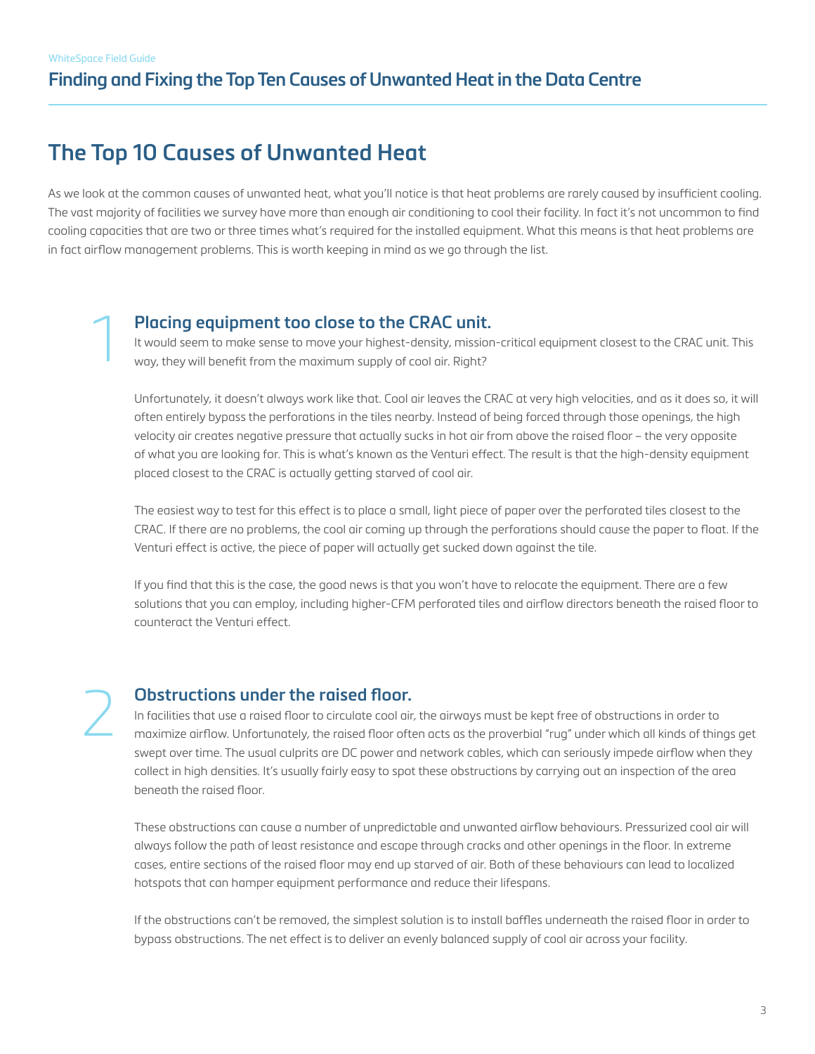# The Top 10 Causes of Unwanted Heat

As we look at the common causes of unwanted heat, what you'll notice is that heat problems are rarely caused by insufficient cooling. The vast majority of facilities we survey have more than enough air conditioning to cool their facility. In fact it's not uncommon to find cooling capacities that are two or three times what's required for the installed equipment. What this means is that heat problems are in fact airflow management problems. This is worth keeping in mind as we go through the list.

## 1 Placing equipment too close to the CRAC unit.

It would seem to make sense to move your highest-density, mission-critical equipment closest to the CRAC unit. This way, they will benefit from the maximum supply of cool air. Right?

Unfortunately, it doesn't always work like that. Cool air leaves the CRAC at very high velocities, and as it does so, it will often entirely bypass the perforations in the tiles nearby. Instead of being forced through those openings, the high velocity air creates negative pressure that actually sucks in hot air from above the raised floor – the very opposite of what you are looking for. This is what's known as the Venturi effect. The result is that the high-density equipment placed closest to the CRAC is actually getting starved of cool air.

The easiest way to test for this effect is to place a small, light piece of paper over the perforated tiles closest to the CRAC. If there are no problems, the cool air coming up through the perforations should cause the paper to float. If the Venturi effect is active, the piece of paper will actually get sucked down against the tile.

If you find that this is the case, the good news is that you won't have to relocate the equipment. There are a few solutions that you can employ, including higher-CFM perforated tiles and airflow directors beneath the raised floor to counteract the Venturi effect.

## 2 Obstructions under the raised floor.

In facilities that use a raised floor to circulate cool air, the airways must be kept free of obstructions in order to maximize airflow. Unfortunately, the raised floor often acts as the proverbial "rug" under which all kinds of things get swept over time. The usual culprits are DC power and network cables, which can seriously impede airflow when they collect in high densities. It's usually fairly easy to spot these obstructions by carrying out an inspection of the area beneath the raised floor.

These obstructions can cause a number of unpredictable and unwanted airflow behaviours. Pressurized cool air will always follow the path of least resistance and escape through cracks and other openings in the floor. In extreme cases, entire sections of the raised floor may end up starved of air. Both of these behaviours can lead to localized hotspots that can hamper equipment performance and reduce their lifespans.

If the obstructions can't be removed, the simplest solution is to install baffles underneath the raised floor in order to bypass obstructions. The net effect is to deliver an evenly balanced supply of cool air across your facility.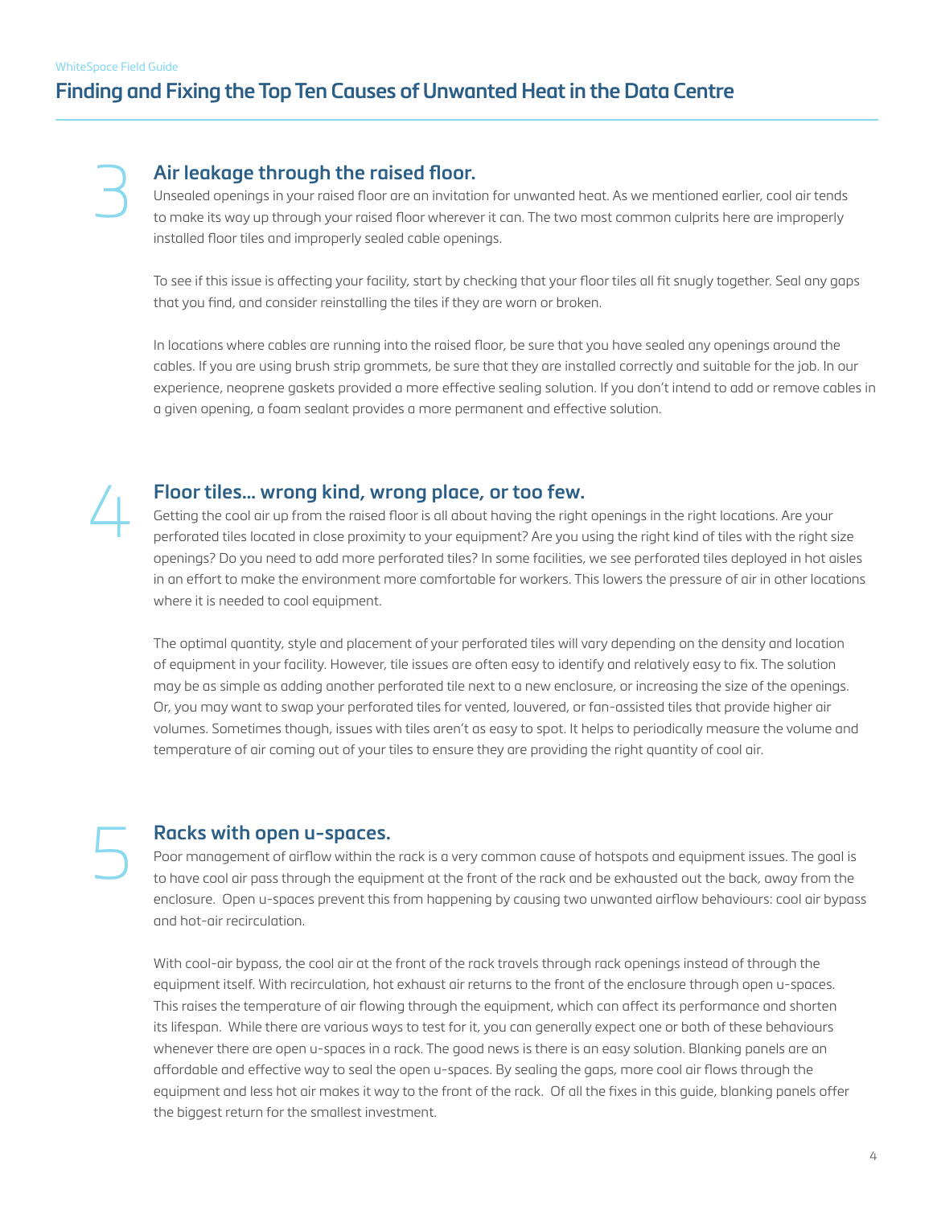## 3 Air leakage through the raised floor.

Unsealed openings in your raised floor are an invitation for unwanted heat. As we mentioned earlier, cool air tends to make its way up through your raised floor wherever it can. The two most common culprits here are improperly installed floor tiles and improperly sealed cable openings.

To see if this issue is affecting your facility, start by checking that your floor tiles all fit snugly together. Seal any gaps that you find, and consider reinstalling the tiles if they are worn or broken.

In locations where cables are running into the raised floor, be sure that you have sealed any openings around the cables. If you are using brush strip grommets, be sure that they are installed correctly and suitable for the job. In our experience, neoprene gaskets provided a more effective sealing solution. If you don't intend to add or remove cables in a given opening, a foam sealant provides a more permanent and effective solution.

## 4 Floor tiles… wrong kind, wrong place, or too few.

Getting the cool air up from the raised floor is all about having the right openings in the right locations. Are your perforated tiles located in close proximity to your equipment? Are you using the right kind of tiles with the right size openings? Do you need to add more perforated tiles? In some facilities, we see perforated tiles deployed in hot aisles in an effort to make the environment more comfortable for workers. This lowers the pressure of air in other locations where it is needed to cool equipment.

The optimal quantity, style and placement of your perforated tiles will vary depending on the density and location of equipment in your facility. However, tile issues are often easy to identify and relatively easy to fix. The solution may be as simple as adding another perforated tile next to a new enclosure, or increasing the size of the openings. Or, you may want to swap your perforated tiles for vented, louvered, or fan-assisted tiles that provide higher air volumes. Sometimes though, issues with tiles aren't as easy to spot. It helps to periodically measure the volume and temperature of air coming out of your tiles to ensure they are providing the right quantity of cool air.

## 5 Racks with open u-spaces.

Poor management of airflow within the rack is a very common cause of hotspots and equipment issues. The goal is to have cool air pass through the equipment at the front of the rack and be exhausted out the back, away from the enclosure. Open u-spaces prevent this from happening by causing two unwanted airflow behaviours: cool air bypass and hot-air recirculation.

With cool-air bypass, the cool air at the front of the rack travels through rack openings instead of through the equipment itself. With recirculation, hot exhaust air returns to the front of the enclosure through open u-spaces. This raises the temperature of air flowing through the equipment, which can affect its performance and shorten its lifespan. While there are various ways to test for it, you can generally expect one or both of these behaviours whenever there are open u-spaces in a rack. The good news is there is an easy solution. Blanking panels are an affordable and effective way to seal the open u-spaces. By sealing the gaps, more cool air flows through the equipment and less hot air makes it way to the front of the rack. Of all the fixes in this guide, blanking panels offer the biggest return for the smallest investment.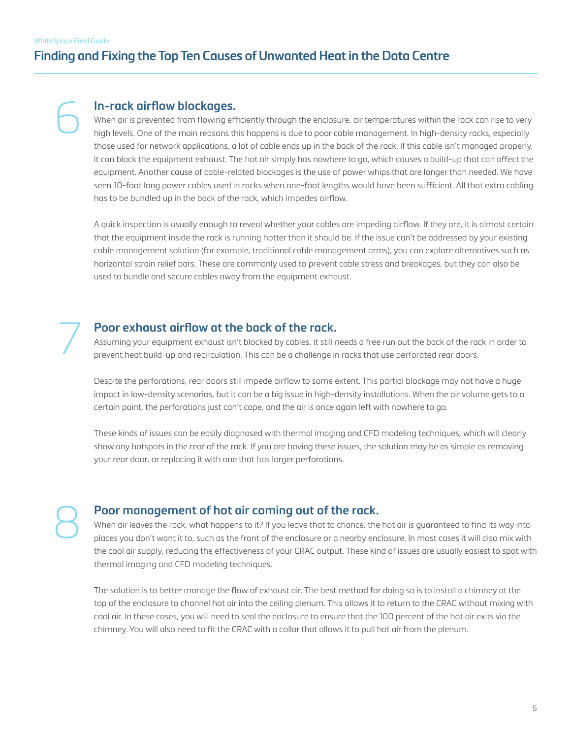## 6 In-rack airflow blockages.

When air is prevented from flowing efficiently through the enclosure, air temperatures within the rack can rise to very high levels. One of the main reasons this happens is due to poor cable management. In high-density racks, especially those used for network applications, a lot of cable ends up in the back of the rack. If this cable isn't managed properly, it can block the equipment exhaust. The hot air simply has nowhere to go, which causes a build-up that can affect the equipment. Another cause of cable-related blockages is the use of power whips that are longer than needed. We have seen 10-foot long power cables used in racks when one-foot lengths would have been sufficient. All that extra cabling has to be bundled up in the back of the rack, which impedes airflow.

A quick inspection is usually enough to reveal whether your cables are impeding airflow. If they are, it is almost certain that the equipment inside the rack is running hotter than it should be. If the issue can't be addressed by your existing cable management solution (for example, traditional cable management arms), you can explore alternatives such as horizontal strain relief bars. These are commonly used to prevent cable stress and breakages, but they can also be used to bundle and secure cables away from the equipment exhaust.

## 7 Poor exhaust airflow at the back of the rack.

Assuming your equipment exhaust isn't blocked by cables, it still needs a free run out the back of the rack in order to prevent heat build-up and recirculation. This can be a challenge in racks that use perforated rear doors.

Despite the perforations, rear doors still impede airflow to some extent. This partial blockage may not have a huge impact in low-density scenarios, but it can be a big issue in high-density installations. When the air volume gets to a certain point, the perforations just can't cope, and the air is once again left with nowhere to go.

These kinds of issues can be easily diagnosed with thermal imaging and CFD modeling techniques, which will clearly show any hotspots in the rear of the rack. If you are having these issues, the solution may be as simple as removing your rear door, or replacing it with one that has larger perforations.

## 8 Poor management of hot air coming out of the rack.

When air leaves the rack, what happens to it? If you leave that to chance, the hot air is guaranteed to find its way into places you don't want it to, such as the front of the enclosure or a nearby enclosure. In most cases it will also mix with the cool air supply, reducing the effectiveness of your CRAC output. These kind of issues are usually easiest to spot with thermal imaging and CFD modeling techniques.

The solution is to better manage the flow of exhaust air. The best method for doing so is to install a chimney at the top of the enclosure to channel hot air into the ceiling plenum. This allows it to return to the CRAC without mixing with cool air. In these cases, you will need to seal the enclosure to ensure that the 100 percent of the hot air exits via the chimney. You will also need to fit the CRAC with a collar that allows it to pull hot air from the plenum.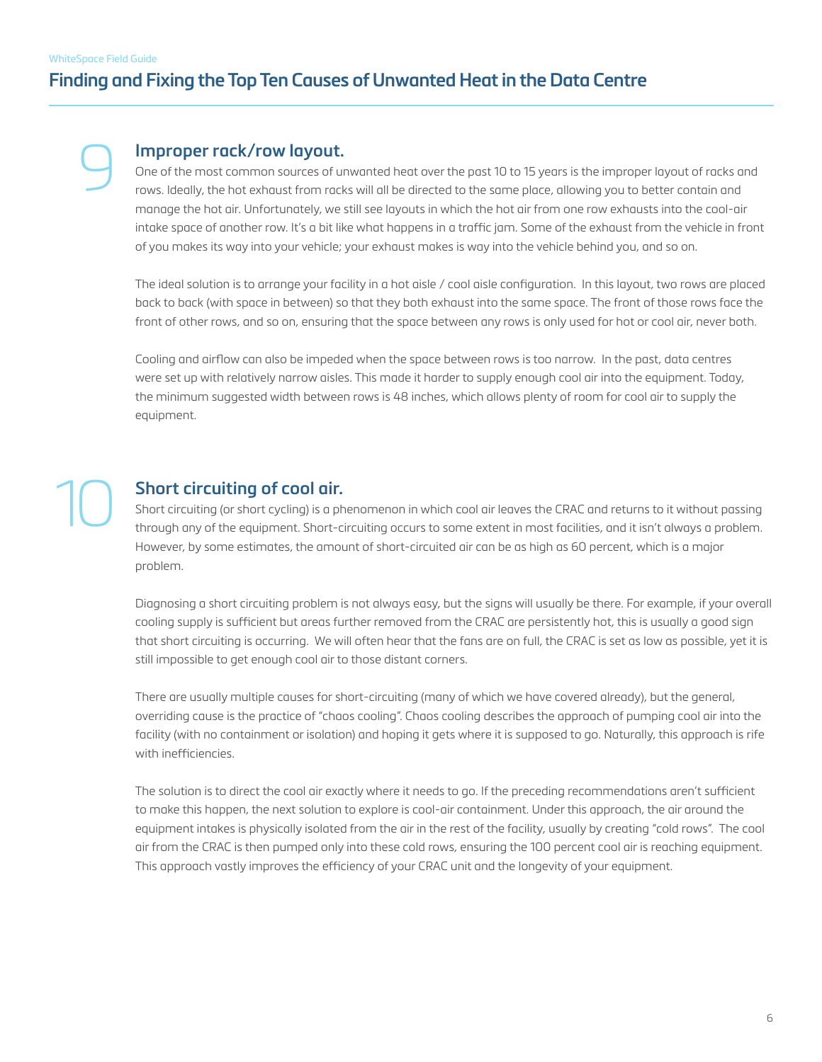## 9 Improper rack/row layout.

One of the most common sources of unwanted heat over the past 10 to 15 years is the improper layout of racks and rows. Ideally, the hot exhaust from racks will all be directed to the same place, allowing you to better contain and manage the hot air. Unfortunately, we still see layouts in which the hot air from one row exhausts into the cool-air intake space of another row. It's a bit like what happens in a traffic jam. Some of the exhaust from the vehicle in front of you makes its way into your vehicle; your exhaust makes is way into the vehicle behind you, and so on.

The ideal solution is to arrange your facility in a hot aisle / cool aisle configuration. In this layout, two rows are placed back to back (with space in between) so that they both exhaust into the same space. The front of those rows face the front of other rows, and so on, ensuring that the space between any rows is only used for hot or cool air, never both.

Cooling and airflow can also be impeded when the space between rows is too narrow. In the past, data centres were set up with relatively narrow aisles. This made it harder to supply enough cool air into the equipment. Today, the minimum suggested width between rows is 48 inches, which allows plenty of room for cool air to supply the equipment.

## 10 Short circuiting of cool air.

Short circuiting (or short cycling) is a phenomenon in which cool air leaves the CRAC and returns to it without passing through any of the equipment. Short-circuiting occurs to some extent in most facilities, and it isn't always a problem. However, by some estimates, the amount of short-circuited air can be as high as 60 percent, which is a major problem.

Diagnosing a short circuiting problem is not always easy, but the signs will usually be there. For example, if your overall cooling supply is sufficient but areas further removed from the CRAC are persistently hot, this is usually a good sign that short circuiting is occurring. We will often hear that the fans are on full, the CRAC is set as low as possible, yet it is still impossible to get enough cool air to those distant corners.

There are usually multiple causes for short-circuiting (many of which we have covered already), but the general, overriding cause is the practice of "chaos cooling". Chaos cooling describes the approach of pumping cool air into the facility (with no containment or isolation) and hoping it gets where it is supposed to go. Naturally, this approach is rife with inefficiencies.

The solution is to direct the cool air exactly where it needs to go. If the preceding recommendations aren't sufficient to make this happen, the next solution to explore is cool-air containment. Under this approach, the air around the equipment intakes is physically isolated from the air in the rest of the facility, usually by creating "cold rows". The cool air from the CRAC is then pumped only into these cold rows, ensuring the 100 percent cool air is reaching equipment. This approach vastly improves the efficiency of your CRAC unit and the longevity of your equipment.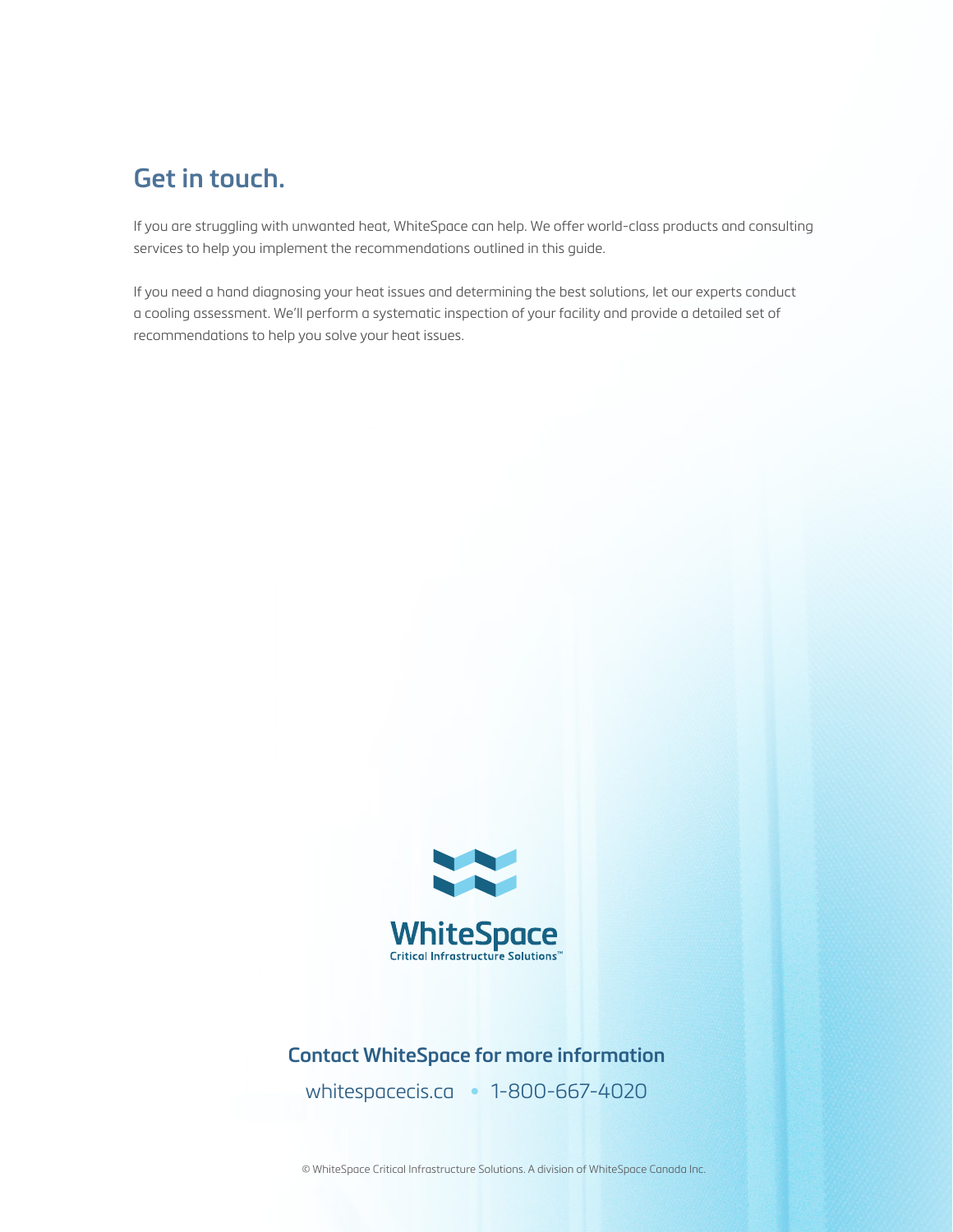## Get in touch.

If you are struggling with unwanted heat, WhiteSpace can help. We offer world-class products and consulting services to help you implement the recommendations outlined in this guide.

If you need a hand diagnosing your heat issues and determining the best solutions, let our experts conduct a cooling assessment. We'll perform a systematic inspection of your facility and provide a detailed set of recommendations to help you solve your heat issues.

WhiteSpace
Critical Infrastructure Solutions™

**Contact WhiteSpace for more information**

whitespacecis.ca • 1-800-667-4020

© WhiteSpace Critical Infrastructure Solutions. A division of WhiteSpace Canada Inc.